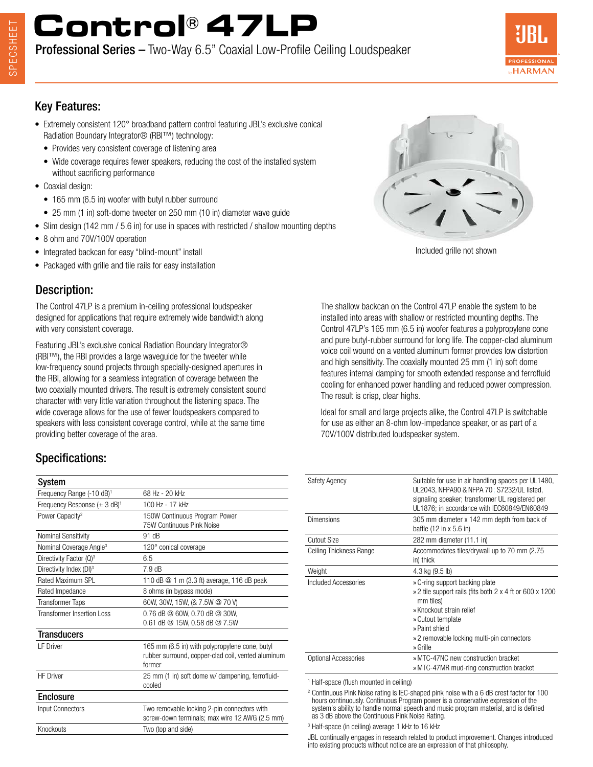# Control® 47LP

**Professional Series –** Two-Way 6.5" Coaxial Low-Profile Ceiling Loudspeaker

## Key Features:

- Extremely consistent 120° broadband pattern control featuring JBL's exclusive conical Radiation Boundary Integrator® (RBI™) technology:
  - Provides very consistent coverage of listening area
  - Wide coverage requires fewer speakers, reducing the cost of the installed system without sacrificing performance
- Coaxial design:
  - 165 mm (6.5 in) woofer with butyl rubber surround
  - 25 mm (1 in) soft-dome tweeter on 250 mm (10 in) diameter wave guide
- Slim design (142 mm / 5.6 in) for use in spaces with restricted / shallow mounting depths
- 8 ohm and 70V/100V operation
- Integrated backcan for easy "blind-mount" install
- Packaged with grille and tile rails for easy installation

Included grille not shown

## Description:

The Control 47LP is a premium in-ceiling professional loudspeaker designed for applications that require extremely wide bandwidth along with very consistent coverage.

Featuring JBL's exclusive conical Radiation Boundary Integrator® (RBI™), the RBI provides a large waveguide for the tweeter while low-frequency sound projects through specially-designed apertures in the RBI, allowing for a seamless integration of coverage between the two coaxially mounted drivers. The result is extremely consistent sound character with very little variation throughout the listening space. The wide coverage allows for the use of fewer loudspeakers compared to speakers with less consistent coverage control, while at the same time providing better coverage of the area.

The shallow backcan on the Control 47LP enable the system to be installed into areas with shallow or restricted mounting depths. The Control 47LP's 165 mm (6.5 in) woofer features a polypropylene cone and pure butyl-rubber surround for long life. The copper-clad aluminum voice coil wound on a vented aluminum former provides low distortion and high sensitivity. The coaxially mounted 25 mm (1 in) soft dome features internal damping for smooth extended response and ferrofluid cooling for enhanced power handling and reduced power compression. The result is crisp, clear highs.

Ideal for small and large projects alike, the Control 47LP is switchable for use as either an 8-ohm low-impedance speaker, or as part of a 70V/100V distributed loudspeaker system.

## Specifications:

| **System** | |
|---|---|
| Frequency Range (-10 dB)[1] | 68 Hz - 20 kHz |
| Frequency Response (± 3 dB)[1] | 100 Hz - 17 kHz |
| Power Capacity[2] | 150W Continuous Program Power<br>75W Continuous Pink Noise |
| Nominal Sensitivity | 91 dB |
| Nominal Coverage Angle[3] | 120° conical coverage |
| Directivity Factor (Q)[3] | 6.5 |
| Directivity Index (DI)[3] | 7.9 dB |
| Rated Maximum SPL | 110 dB @ 1 m (3.3 ft) average, 116 dB peak |
| Rated Impedance | 8 ohms (in bypass mode) |
| Transformer Taps | 60W, 30W, 15W, (& 7.5W @ 70 V) |
| Transformer Insertion Loss | 0.76 dB @ 60W, 0.70 dB @ 30W,<br>0.61 dB @ 15W, 0.58 dB @ 7.5W |
| **Transducers** | |
| LF Driver | 165 mm (6.5 in) with polypropylene cone, butyl rubber surround, copper-clad coil, vented aluminum former |
| HF Driver | 25 mm (1 in) soft dome w/ dampening, ferrofluid-cooled |
| **Enclosure** | |
| Input Connectors | Two removable locking 2-pin connectors with screw-down terminals; max wire 12 AWG (2.5 mm) |
| Knockouts | Two (top and side) |

| | |
|---|---|
| Safety Agency | Suitable for use in air handling spaces per UL1480, UL2043, NFPA90 & NFPA 70; S7232/UL listed, signaling speaker; transformer UL registered per UL1876; in accordance with IEC60849/EN60849 |
| Dimensions | 305 mm diameter x 142 mm depth from back of baffle (12 in x 5.6 in) |
| Cutout Size | 282 mm diameter (11.1 in) |
| Ceiling Thickness Range | Accommodates tiles/drywall up to 70 mm (2.75 in) thick |
| Weight | 4.3 kg (9.5 lb) |
| Included Accessories | » C-ring support backing plate<br>» 2 tile support rails (fits both 2 x 4 ft or 600 x 1200 mm tiles)<br>» Knockout strain relief<br>» Cutout template<br>» Paint shield<br>» 2 removable locking multi-pin connectors<br>» Grille |
| Optional Accessories | » MTC-47NC new construction bracket<br>» MTC-47MR mud-ring construction bracket |

[1] Half-space (flush mounted in ceiling)

[2] Continuous Pink Noise rating is IEC-shaped pink noise with a 6 dB crest factor for 100 hours continuously. Continuous Program power is a conservative expression of the system's ability to handle normal speech and music program material, and is defined as 3 dB above the Continuous Pink Noise Rating.

[3] Half-space (in ceiling) average 1 kHz to 16 kHz

JBL continually engages in research related to product improvement. Changes introduced into existing products without notice are an expression of that philosophy.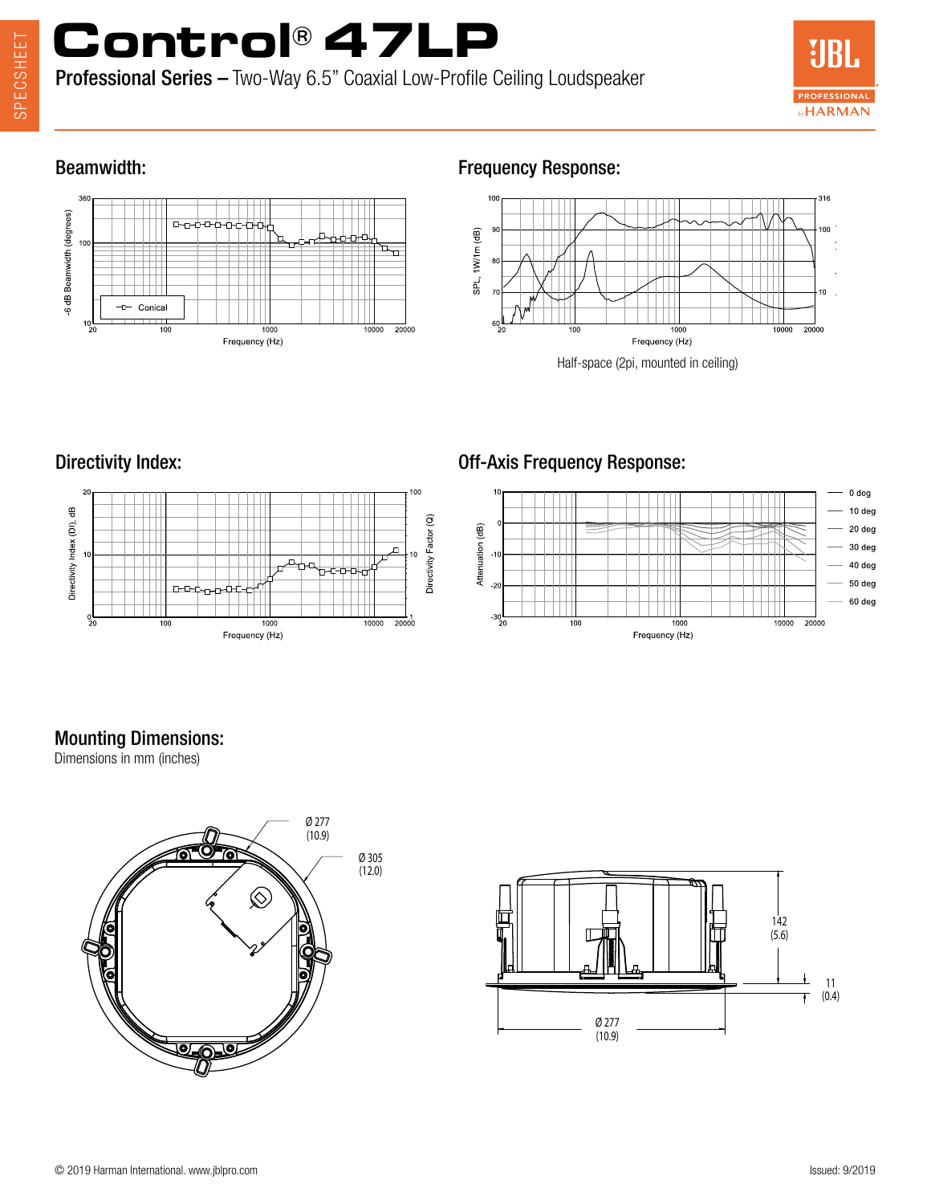# Control® 47LP

**Professional Series –** Two-Way 6.5" Coaxial Low-Profile Ceiling Loudspeaker

## Beamwidth:

-6 dB Beamwidth (degrees)

360
100
10

20 100 1000 10000 20000

Frequency (Hz)

Conical

## Frequency Response:

SPL, 1W/1m (dB)

100
90
80
70
60

316
100
10

20 100 1000 10000 20000

Frequency (Hz)

Half-space (2pi, mounted in ceiling)

## Directivity Index:

Directivity Index (DI), dB

20
10
0

Directivity Factor (Q)

100
10
1

20 100 1000 10000 20000

Frequency (Hz)

## Off-Axis Frequency Response:

Attenuation (dB)

10
0
-10
-20
-30

20 100 1000 10000 20000

Frequency (Hz)

0 deg
10 deg
20 deg
30 deg
40 deg
50 deg
60 deg

## Mounting Dimensions:

Dimensions in mm (inches)

Ø 277
(10.9)

Ø 305
(12.0)

142
(5.6)

11
(0.4)

Ø 277
(10.9)

© 2019 Harman International. www.jblpro.com

Issued: 9/2019